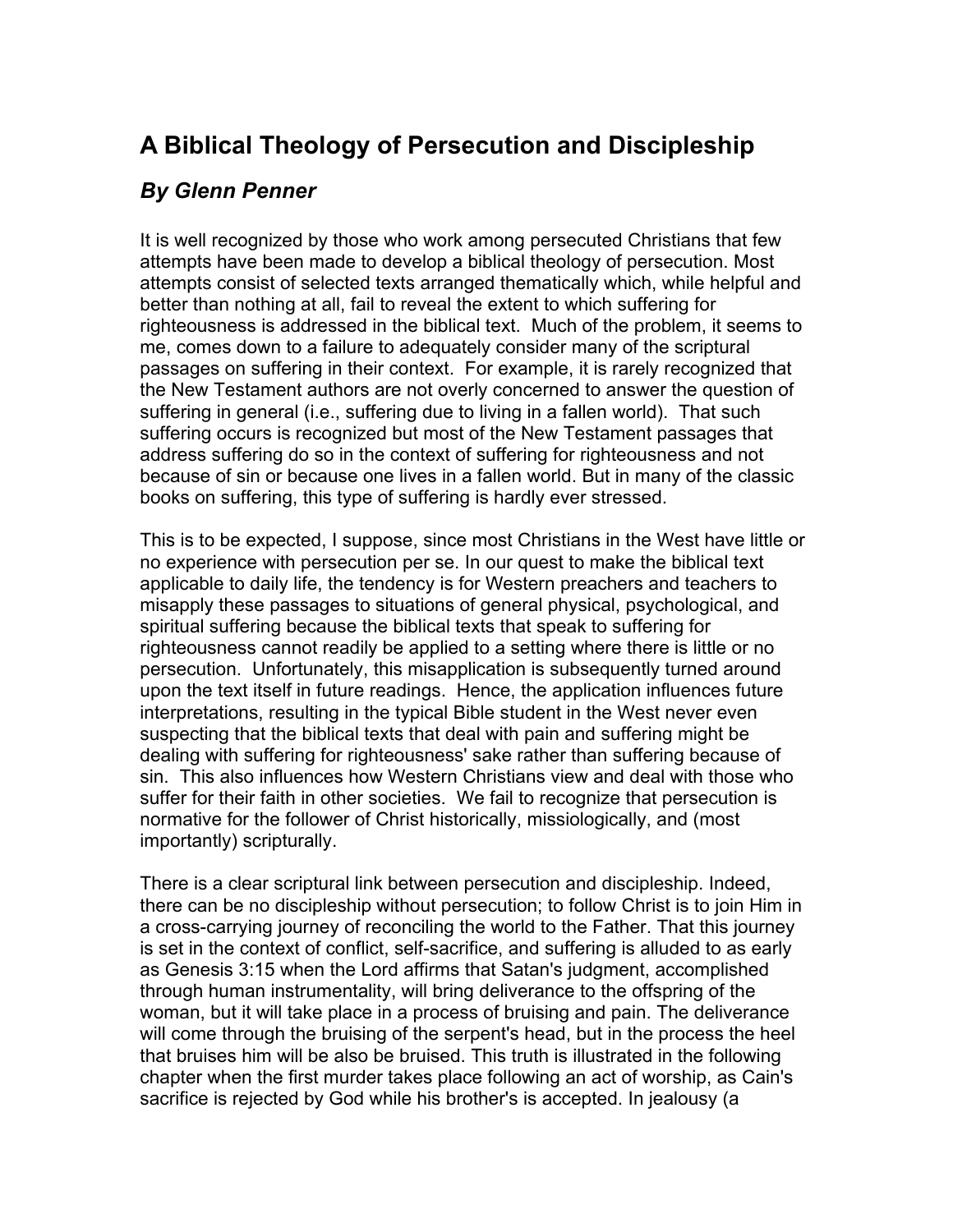# A Biblical Theology of Persecution and Discipleship

## *By Glenn Penner*

It is well recognized by those who work among persecuted Christians that few attempts have been made to develop a biblical theology of persecution. Most attempts consist of selected texts arranged thematically which, while helpful and better than nothing at all, fail to reveal the extent to which suffering for righteousness is addressed in the biblical text. Much of the problem, it seems to me, comes down to a failure to adequately consider many of the scriptural passages on suffering in their context. For example, it is rarely recognized that the New Testament authors are not overly concerned to answer the question of suffering in general (i.e., suffering due to living in a fallen world). That such suffering occurs is recognized but most of the New Testament passages that address suffering do so in the context of suffering for righteousness and not because of sin or because one lives in a fallen world. But in many of the classic books on suffering, this type of suffering is hardly ever stressed.

This is to be expected, I suppose, since most Christians in the West have little or no experience with persecution per se. In our quest to make the biblical text applicable to daily life, the tendency is for Western preachers and teachers to misapply these passages to situations of general physical, psychological, and spiritual suffering because the biblical texts that speak to suffering for righteousness cannot readily be applied to a setting where there is little or no persecution. Unfortunately, this misapplication is subsequently turned around upon the text itself in future readings. Hence, the application influences future interpretations, resulting in the typical Bible student in the West never even suspecting that the biblical texts that deal with pain and suffering might be dealing with suffering for righteousness' sake rather than suffering because of sin. This also influences how Western Christians view and deal with those who suffer for their faith in other societies. We fail to recognize that persecution is normative for the follower of Christ historically, missiologically, and (most importantly) scripturally.

There is a clear scriptural link between persecution and discipleship. Indeed, there can be no discipleship without persecution; to follow Christ is to join Him in a cross-carrying journey of reconciling the world to the Father. That this journey is set in the context of conflict, self-sacrifice, and suffering is alluded to as early as Genesis 3:15 when the Lord affirms that Satan's judgment, accomplished through human instrumentality, will bring deliverance to the offspring of the woman, but it will take place in a process of bruising and pain. The deliverance will come through the bruising of the serpent's head, but in the process the heel that bruises him will be also be bruised. This truth is illustrated in the following chapter when the first murder takes place following an act of worship, as Cain's sacrifice is rejected by God while his brother's is accepted. In jealousy (a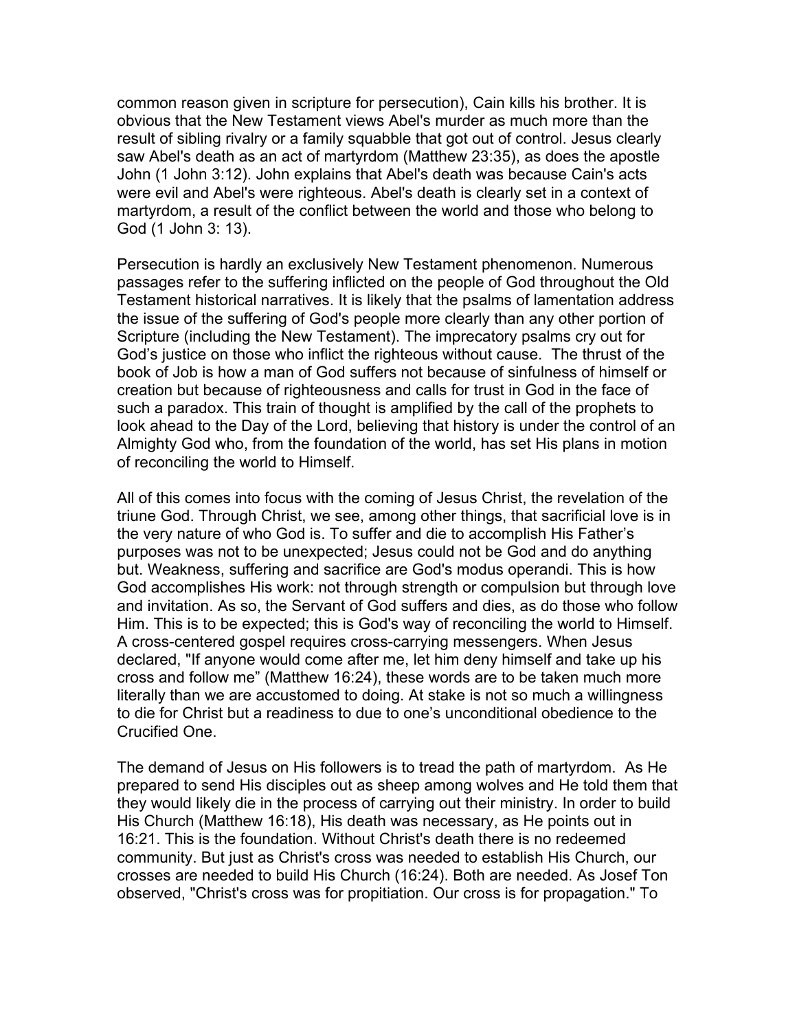common reason given in scripture for persecution), Cain kills his brother. It is obvious that the New Testament views Abel's murder as much more than the result of sibling rivalry or a family squabble that got out of control. Jesus clearly saw Abel's death as an act of martyrdom (Matthew 23:35), as does the apostle John (1 John 3:12). John explains that Abel's death was because Cain's acts were evil and Abel's were righteous. Abel's death is clearly set in a context of martyrdom, a result of the conflict between the world and those who belong to God (1 John 3: 13).

Persecution is hardly an exclusively New Testament phenomenon. Numerous passages refer to the suffering inflicted on the people of God throughout the Old Testament historical narratives. It is likely that the psalms of lamentation address the issue of the suffering of God's people more clearly than any other portion of Scripture (including the New Testament). The imprecatory psalms cry out for God's justice on those who inflict the righteous without cause. The thrust of the book of Job is how a man of God suffers not because of sinfulness of himself or creation but because of righteousness and calls for trust in God in the face of such a paradox. This train of thought is amplified by the call of the prophets to look ahead to the Day of the Lord, believing that history is under the control of an Almighty God who, from the foundation of the world, has set His plans in motion of reconciling the world to Himself.

All of this comes into focus with the coming of Jesus Christ, the revelation of the triune God. Through Christ, we see, among other things, that sacrificial love is in the very nature of who God is. To suffer and die to accomplish His Father's purposes was not to be unexpected; Jesus could not be God and do anything but. Weakness, suffering and sacrifice are God's modus operandi. This is how God accomplishes His work: not through strength or compulsion but through love and invitation. As so, the Servant of God suffers and dies, as do those who follow Him. This is to be expected; this is God's way of reconciling the world to Himself. A cross-centered gospel requires cross-carrying messengers. When Jesus declared, "If anyone would come after me, let him deny himself and take up his cross and follow me" (Matthew 16:24), these words are to be taken much more literally than we are accustomed to doing. At stake is not so much a willingness to die for Christ but a readiness to due to one's unconditional obedience to the Crucified One.

The demand of Jesus on His followers is to tread the path of martyrdom. As He prepared to send His disciples out as sheep among wolves and He told them that they would likely die in the process of carrying out their ministry. In order to build His Church (Matthew 16:18), His death was necessary, as He points out in 16:21. This is the foundation. Without Christ's death there is no redeemed community. But just as Christ's cross was needed to establish His Church, our crosses are needed to build His Church (16:24). Both are needed. As Josef Ton observed, "Christ's cross was for propitiation. Our cross is for propagation." To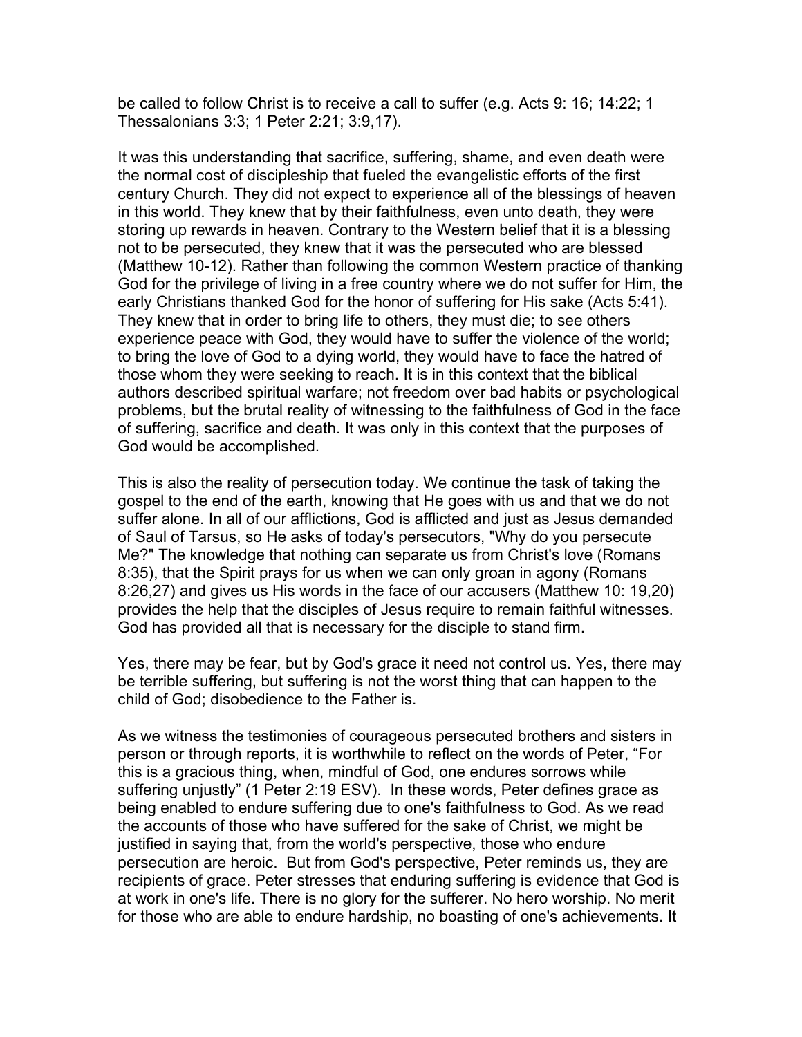be called to follow Christ is to receive a call to suffer (e.g. Acts 9: 16; 14:22; 1 Thessalonians 3:3; 1 Peter 2:21; 3:9,17).

It was this understanding that sacrifice, suffering, shame, and even death were the normal cost of discipleship that fueled the evangelistic efforts of the first century Church. They did not expect to experience all of the blessings of heaven in this world. They knew that by their faithfulness, even unto death, they were storing up rewards in heaven. Contrary to the Western belief that it is a blessing not to be persecuted, they knew that it was the persecuted who are blessed (Matthew 10-12). Rather than following the common Western practice of thanking God for the privilege of living in a free country where we do not suffer for Him, the early Christians thanked God for the honor of suffering for His sake (Acts 5:41). They knew that in order to bring life to others, they must die; to see others experience peace with God, they would have to suffer the violence of the world; to bring the love of God to a dying world, they would have to face the hatred of those whom they were seeking to reach. It is in this context that the biblical authors described spiritual warfare; not freedom over bad habits or psychological problems, but the brutal reality of witnessing to the faithfulness of God in the face of suffering, sacrifice and death. It was only in this context that the purposes of God would be accomplished.

This is also the reality of persecution today. We continue the task of taking the gospel to the end of the earth, knowing that He goes with us and that we do not suffer alone. In all of our afflictions, God is afflicted and just as Jesus demanded of Saul of Tarsus, so He asks of today's persecutors, "Why do you persecute Me?" The knowledge that nothing can separate us from Christ's love (Romans 8:35), that the Spirit prays for us when we can only groan in agony (Romans 8:26,27) and gives us His words in the face of our accusers (Matthew 10: 19,20) provides the help that the disciples of Jesus require to remain faithful witnesses. God has provided all that is necessary for the disciple to stand firm.

Yes, there may be fear, but by God's grace it need not control us. Yes, there may be terrible suffering, but suffering is not the worst thing that can happen to the child of God; disobedience to the Father is.

As we witness the testimonies of courageous persecuted brothers and sisters in person or through reports, it is worthwhile to reflect on the words of Peter, “For this is a gracious thing, when, mindful of God, one endures sorrows while suffering unjustly” (1 Peter 2:19 ESV). In these words, Peter defines grace as being enabled to endure suffering due to one's faithfulness to God. As we read the accounts of those who have suffered for the sake of Christ, we might be justified in saying that, from the world's perspective, those who endure persecution are heroic. But from God's perspective, Peter reminds us, they are recipients of grace. Peter stresses that enduring suffering is evidence that God is at work in one's life. There is no glory for the sufferer. No hero worship. No merit for those who are able to endure hardship, no boasting of one's achievements. It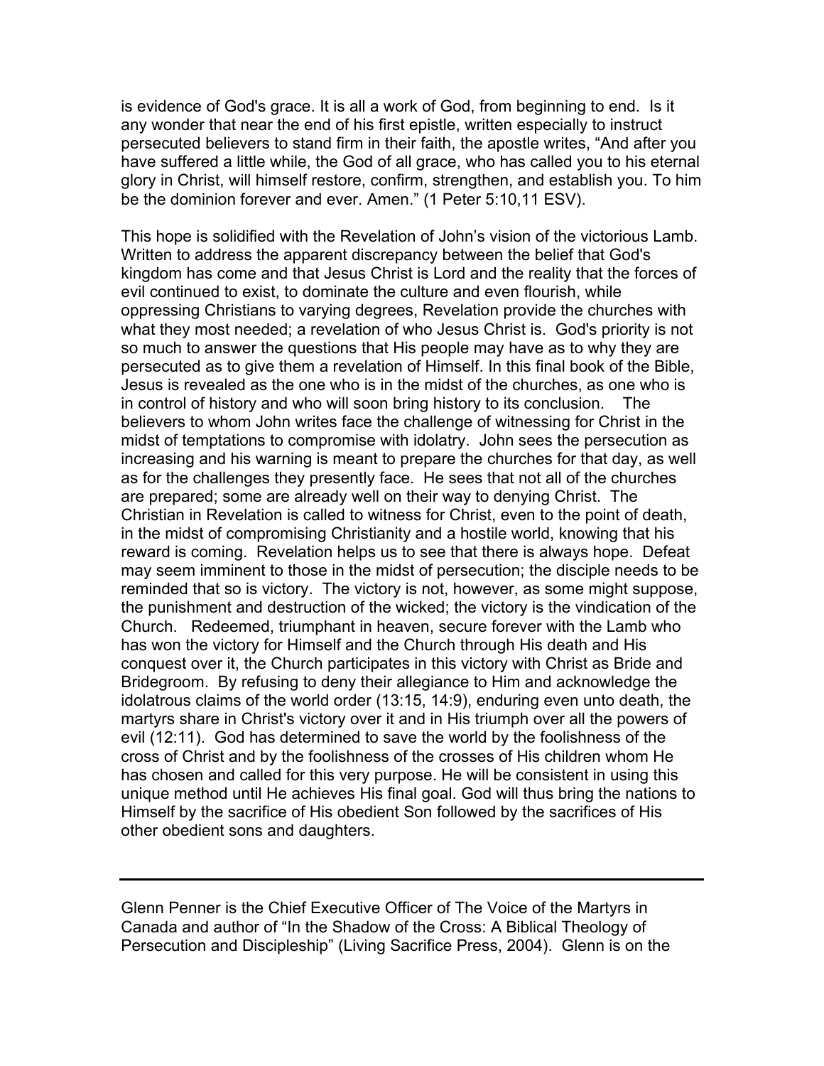is evidence of God's grace. It is all a work of God, from beginning to end. Is it any wonder that near the end of his first epistle, written especially to instruct persecuted believers to stand firm in their faith, the apostle writes, "And after you have suffered a little while, the God of all grace, who has called you to his eternal glory in Christ, will himself restore, confirm, strengthen, and establish you. To him be the dominion forever and ever. Amen." (1 Peter 5:10,11 ESV).

This hope is solidified with the Revelation of John's vision of the victorious Lamb. Written to address the apparent discrepancy between the belief that God's kingdom has come and that Jesus Christ is Lord and the reality that the forces of evil continued to exist, to dominate the culture and even flourish, while oppressing Christians to varying degrees, Revelation provide the churches with what they most needed; a revelation of who Jesus Christ is. God's priority is not so much to answer the questions that His people may have as to why they are persecuted as to give them a revelation of Himself. In this final book of the Bible, Jesus is revealed as the one who is in the midst of the churches, as one who is in control of history and who will soon bring history to its conclusion. The believers to whom John writes face the challenge of witnessing for Christ in the midst of temptations to compromise with idolatry. John sees the persecution as increasing and his warning is meant to prepare the churches for that day, as well as for the challenges they presently face. He sees that not all of the churches are prepared; some are already well on their way to denying Christ. The Christian in Revelation is called to witness for Christ, even to the point of death, in the midst of compromising Christianity and a hostile world, knowing that his reward is coming. Revelation helps us to see that there is always hope. Defeat may seem imminent to those in the midst of persecution; the disciple needs to be reminded that so is victory. The victory is not, however, as some might suppose, the punishment and destruction of the wicked; the victory is the vindication of the Church. Redeemed, triumphant in heaven, secure forever with the Lamb who has won the victory for Himself and the Church through His death and His conquest over it, the Church participates in this victory with Christ as Bride and Bridegroom. By refusing to deny their allegiance to Him and acknowledge the idolatrous claims of the world order (13:15, 14:9), enduring even unto death, the martyrs share in Christ's victory over it and in His triumph over all the powers of evil (12:11). God has determined to save the world by the foolishness of the cross of Christ and by the foolishness of the crosses of His children whom He has chosen and called for this very purpose. He will be consistent in using this unique method until He achieves His final goal. God will thus bring the nations to Himself by the sacrifice of His obedient Son followed by the sacrifices of His other obedient sons and daughters.

---

Glenn Penner is the Chief Executive Officer of The Voice of the Martyrs in Canada and author of "In the Shadow of the Cross: A Biblical Theology of Persecution and Discipleship" (Living Sacrifice Press, 2004). Glenn is on the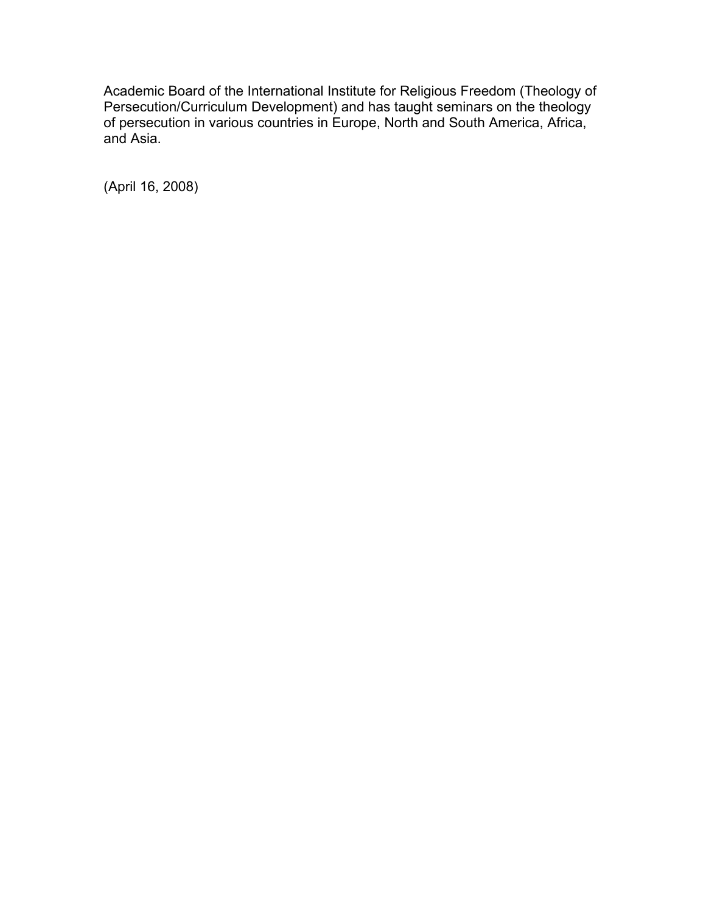Academic Board of the International Institute for Religious Freedom (Theology of Persecution/Curriculum Development) and has taught seminars on the theology of persecution in various countries in Europe, North and South America, Africa, and Asia.

(April 16, 2008)